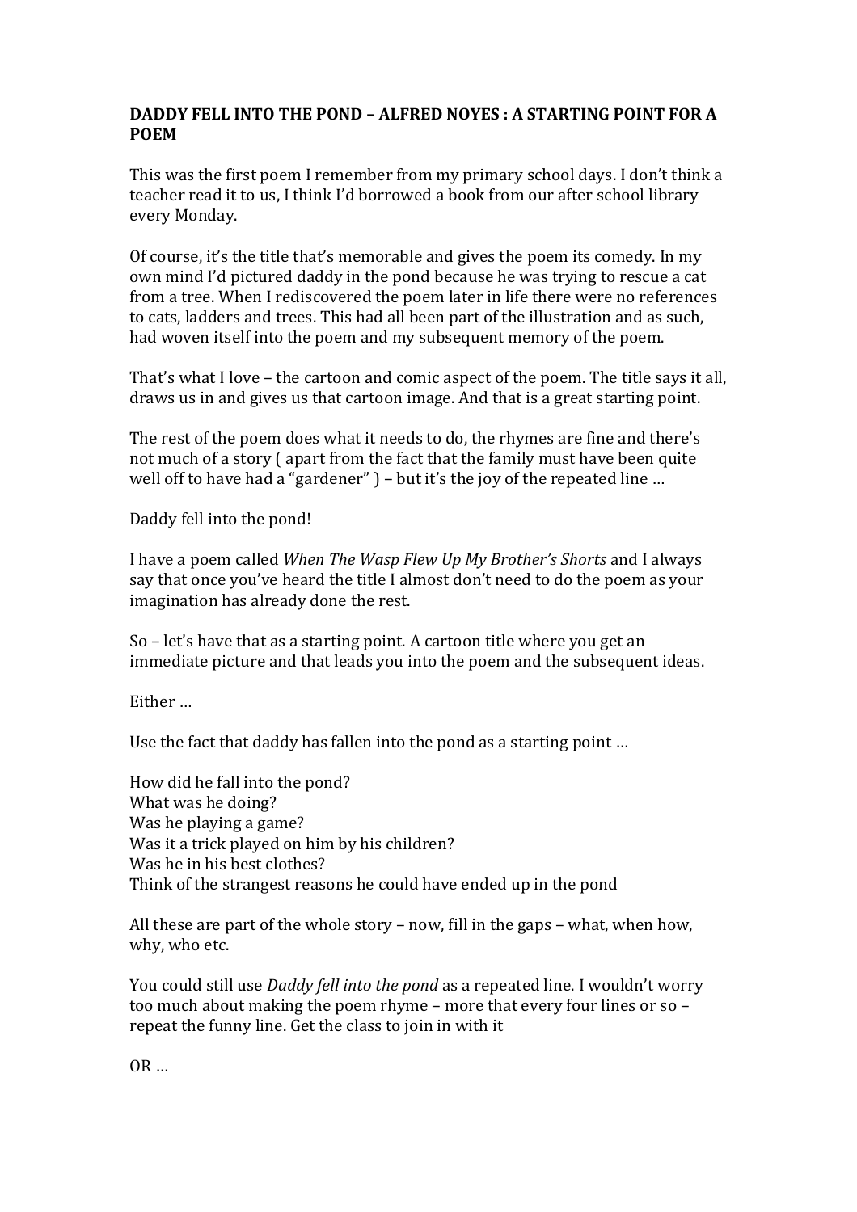**DADDY FELL INTO THE POND – ALFRED NOYES : A STARTING POINT FOR A POEM**

This was the first poem I remember from my primary school days. I don't think a teacher read it to us, I think I'd borrowed a book from our after school library every Monday.

Of course, it's the title that's memorable and gives the poem its comedy. In my own mind I'd pictured daddy in the pond because he was trying to rescue a cat from a tree. When I rediscovered the poem later in life there were no references to cats, ladders and trees. This had all been part of the illustration and as such, had woven itself into the poem and my subsequent memory of the poem.

That's what I love – the cartoon and comic aspect of the poem. The title says it all, draws us in and gives us that cartoon image. And that is a great starting point.

The rest of the poem does what it needs to do, the rhymes are fine and there's not much of a story ( apart from the fact that the family must have been quite well off to have had a "gardener" ) – but it's the joy of the repeated line …

Daddy fell into the pond!

I have a poem called *When The Wasp Flew Up My Brother's Shorts* and I always say that once you've heard the title I almost don't need to do the poem as your imagination has already done the rest.

So – let's have that as a starting point. A cartoon title where you get an immediate picture and that leads you into the poem and the subsequent ideas.

Either …

Use the fact that daddy has fallen into the pond as a starting point …

How did he fall into the pond?
What was he doing?
Was he playing a game?
Was it a trick played on him by his children?
Was he in his best clothes?
Think of the strangest reasons he could have ended up in the pond

All these are part of the whole story – now, fill in the gaps – what, when how, why, who etc.

You could still use *Daddy fell into the pond* as a repeated line. I wouldn't worry too much about making the poem rhyme – more that every four lines or so – repeat the funny line. Get the class to join in with it

OR …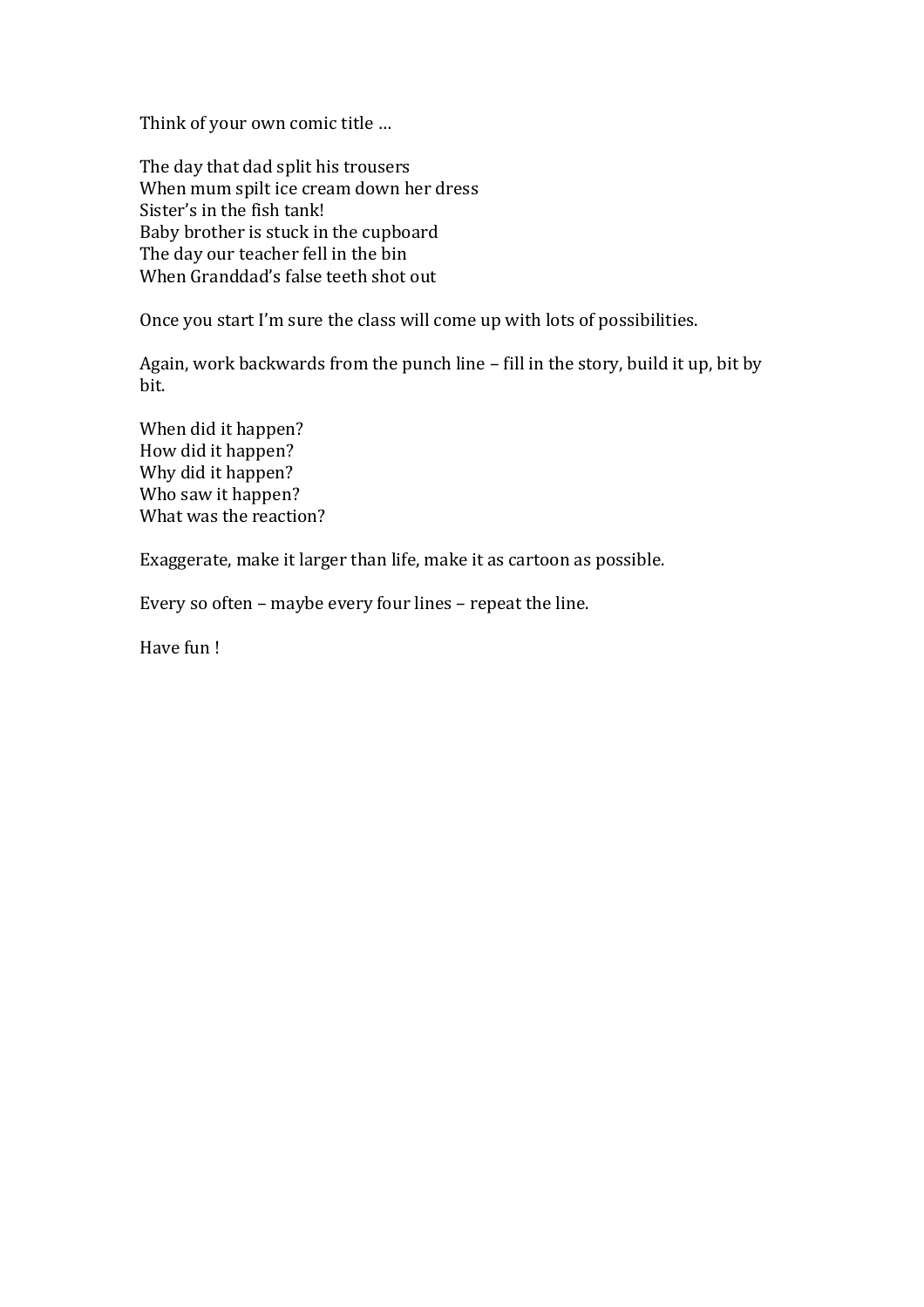Think of your own comic title …

The day that dad split his trousers
When mum spilt ice cream down her dress
Sister's in the fish tank!
Baby brother is stuck in the cupboard
The day our teacher fell in the bin
When Granddad's false teeth shot out

Once you start I'm sure the class will come up with lots of possibilities.

Again, work backwards from the punch line – fill in the story, build it up, bit by bit.

When did it happen?
How did it happen?
Why did it happen?
Who saw it happen?
What was the reaction?

Exaggerate, make it larger than life, make it as cartoon as possible.

Every so often – maybe every four lines – repeat the line.

Have fun !